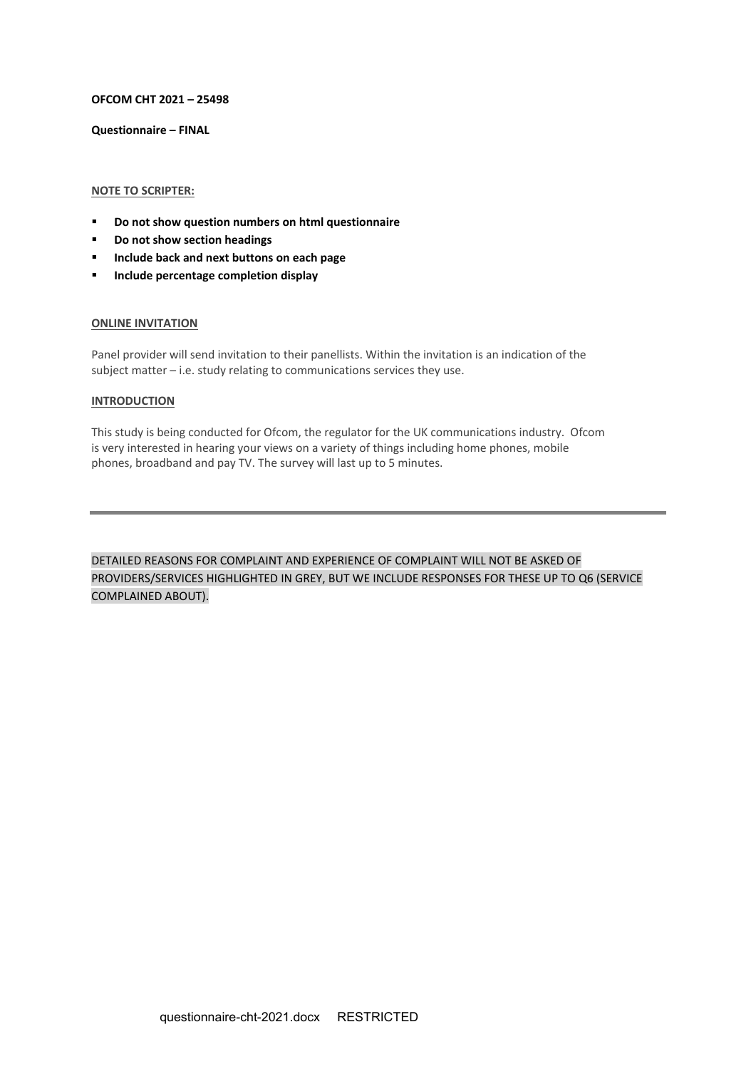**OFCOM CHT 2021 – 25498**

**Questionnaire – FINAL**

**NOTE TO SCRIPTER:**

- **Do not show question numbers on html questionnaire**
- **Do not show section headings**
- **Include back and next buttons on each page**
- **Include percentage completion display**

**ONLINE INVITATION**

Panel provider will send invitation to their panellists. Within the invitation is an indication of the subject matter – i.e. study relating to communications services they use.

**INTRODUCTION**

This study is being conducted for Ofcom, the regulator for the UK communications industry. Ofcom is very interested in hearing your views on a variety of things including home phones, mobile phones, broadband and pay TV. The survey will last up to 5 minutes.

---

DETAILED REASONS FOR COMPLAINT AND EXPERIENCE OF COMPLAINT WILL NOT BE ASKED OF PROVIDERS/SERVICES HIGHLIGHTED IN GREY, BUT WE INCLUDE RESPONSES FOR THESE UP TO Q6 (SERVICE COMPLAINED ABOUT).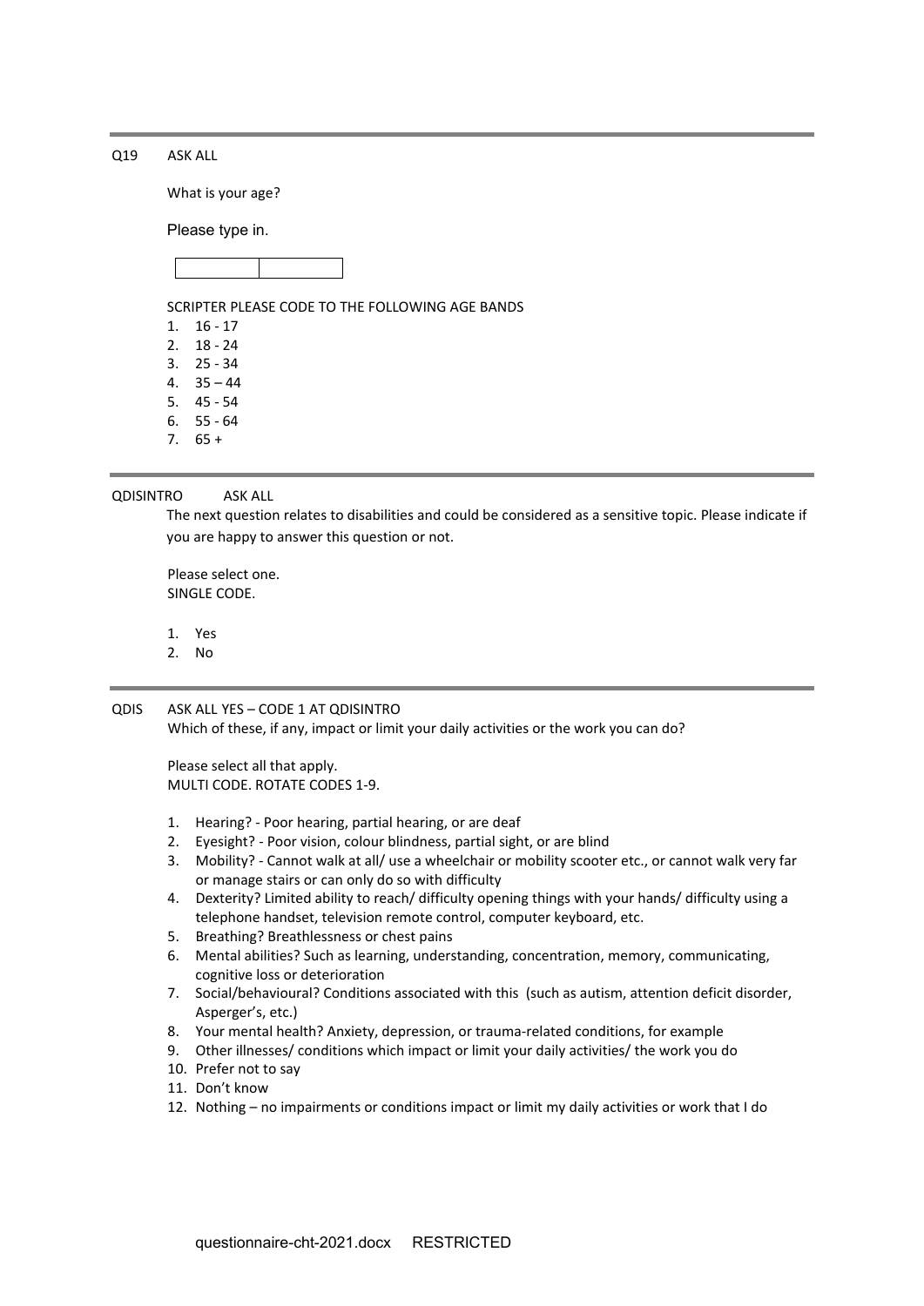---

Q19 ASK ALL

What is your age?

Please type in.

| | |
|---|---|

SCRIPTER PLEASE CODE TO THE FOLLOWING AGE BANDS

1. 16 - 17
2. 18 - 24
3. 25 - 34
4. 35 – 44
5. 45 - 54
6. 55 - 64
7. 65 +

---

QDISINTRO ASK ALL

The next question relates to disabilities and could be considered as a sensitive topic. Please indicate if you are happy to answer this question or not.

Please select one.
SINGLE CODE.

1. Yes
2. No

---

QDIS ASK ALL YES – CODE 1 AT QDISINTRO

Which of these, if any, impact or limit your daily activities or the work you can do?

Please select all that apply.
MULTI CODE. ROTATE CODES 1-9.

1. Hearing? - Poor hearing, partial hearing, or are deaf
2. Eyesight? - Poor vision, colour blindness, partial sight, or are blind
3. Mobility? - Cannot walk at all/ use a wheelchair or mobility scooter etc., or cannot walk very far or manage stairs or can only do so with difficulty
4. Dexterity? Limited ability to reach/ difficulty opening things with your hands/ difficulty using a telephone handset, television remote control, computer keyboard, etc.
5. Breathing? Breathlessness or chest pains
6. Mental abilities? Such as learning, understanding, concentration, memory, communicating, cognitive loss or deterioration
7. Social/behavioural? Conditions associated with this (such as autism, attention deficit disorder, Asperger's, etc.)
8. Your mental health? Anxiety, depression, or trauma-related conditions, for example
9. Other illnesses/ conditions which impact or limit your daily activities/ the work you do
10. Prefer not to say
11. Don't know
12. Nothing – no impairments or conditions impact or limit my daily activities or work that I do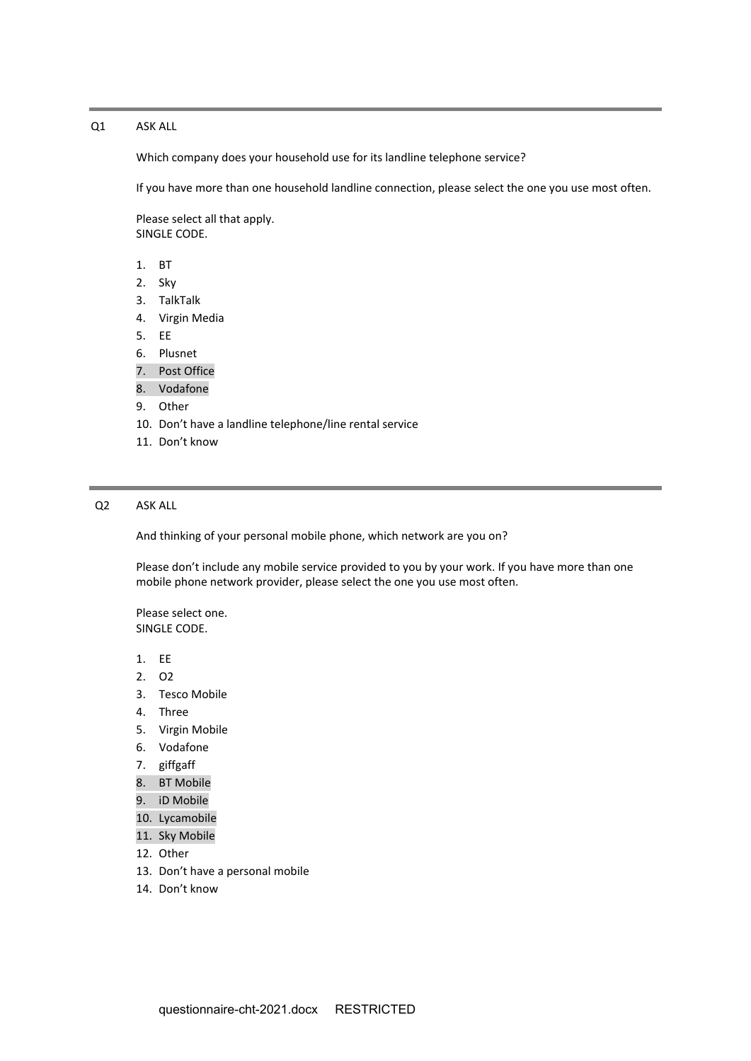Q1 ASK ALL

Which company does your household use for its landline telephone service?

If you have more than one household landline connection, please select the one you use most often.

Please select all that apply.
SINGLE CODE.

1. BT
2. Sky
3. TalkTalk
4. Virgin Media
5. EE
6. Plusnet
7. Post Office
8. Vodafone
9. Other
10. Don't have a landline telephone/line rental service
11. Don't know

---

Q2 ASK ALL

And thinking of your personal mobile phone, which network are you on?

Please don't include any mobile service provided to you by your work. If you have more than one mobile phone network provider, please select the one you use most often.

Please select one.
SINGLE CODE.

1. EE
2. O2
3. Tesco Mobile
4. Three
5. Virgin Mobile
6. Vodafone
7. giffgaff
8. BT Mobile
9. iD Mobile
10. Lycamobile
11. Sky Mobile
12. Other
13. Don't have a personal mobile
14. Don't know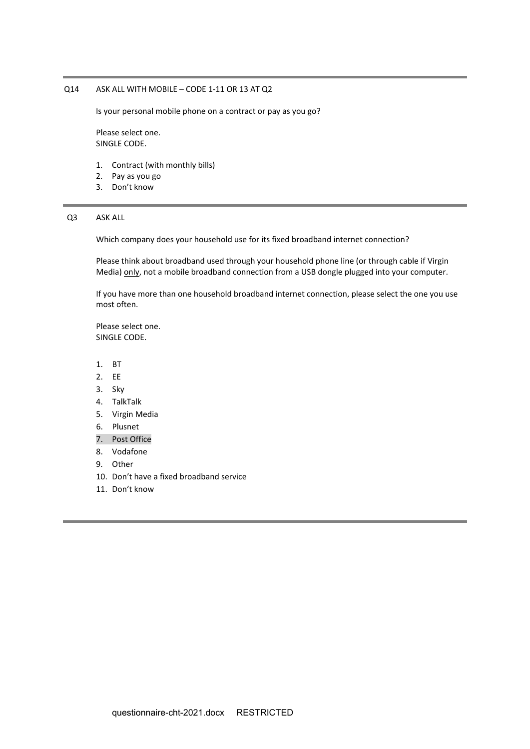---

Q14 ASK ALL WITH MOBILE – CODE 1-11 OR 13 AT Q2

Is your personal mobile phone on a contract or pay as you go?

Please select one.
SINGLE CODE.

1. Contract (with monthly bills)
2. Pay as you go
3. Don't know

---

Q3 ASK ALL

Which company does your household use for its fixed broadband internet connection?

Please think about broadband used through your household phone line (or through cable if Virgin Media) only, not a mobile broadband connection from a USB dongle plugged into your computer.

If you have more than one household broadband internet connection, please select the one you use most often.

Please select one.
SINGLE CODE.

1. BT
2. EE
3. Sky
4. TalkTalk
5. Virgin Media
6. Plusnet
7. Post Office
8. Vodafone
9. Other
10. Don't have a fixed broadband service
11. Don't know

---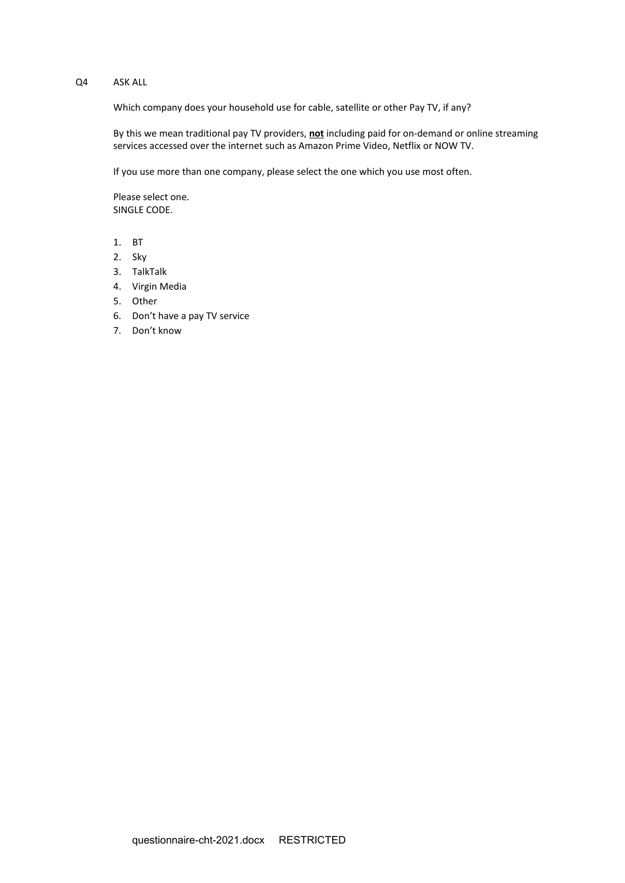Q4 ASK ALL

Which company does your household use for cable, satellite or other Pay TV, if any?

By this we mean traditional pay TV providers, **not** including paid for on-demand or online streaming services accessed over the internet such as Amazon Prime Video, Netflix or NOW TV.

If you use more than one company, please select the one which you use most often.

Please select one.
SINGLE CODE.

1. BT
2. Sky
3. TalkTalk
4. Virgin Media
5. Other
6. Don't have a pay TV service
7. Don't know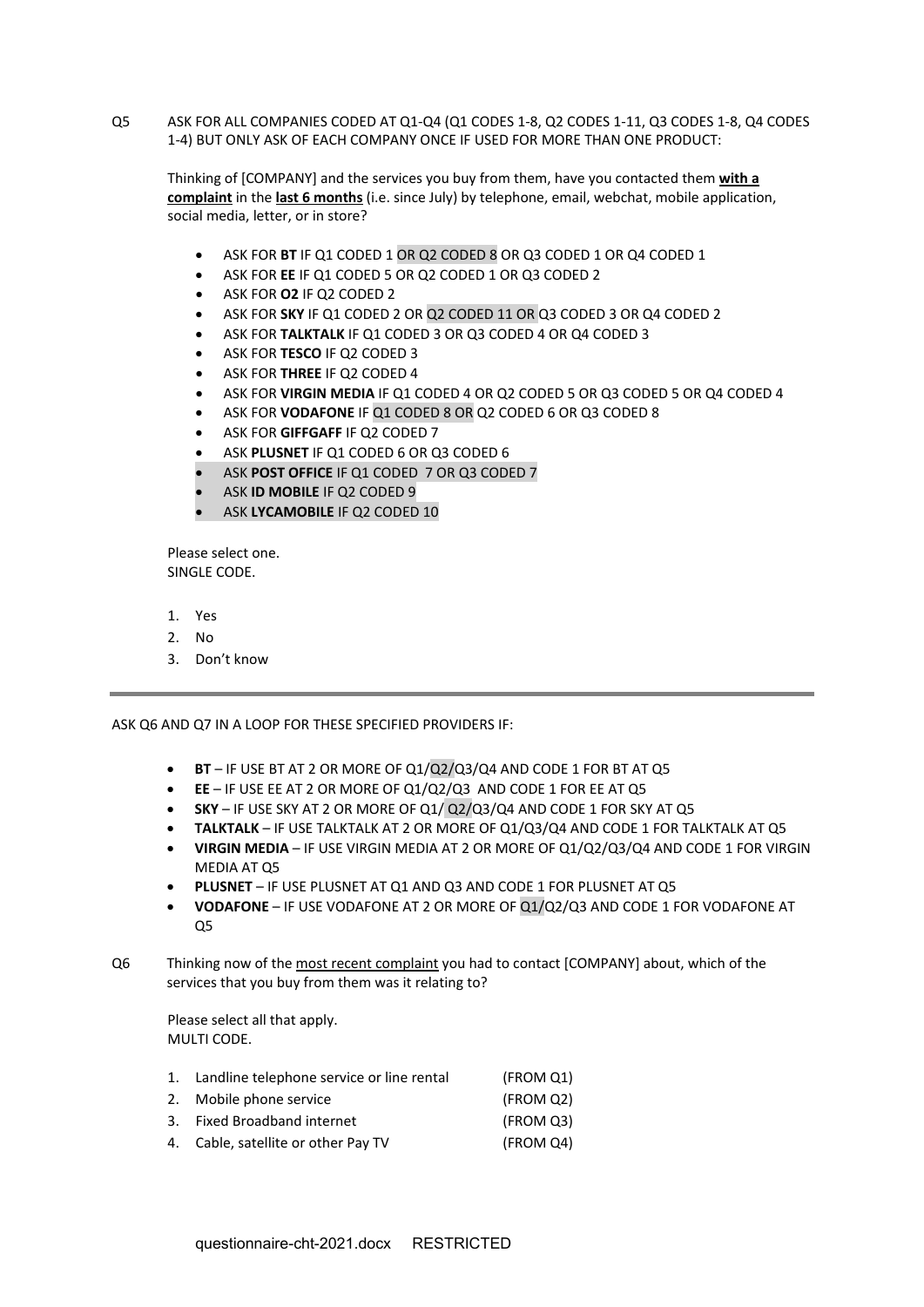Q5 ASK FOR ALL COMPANIES CODED AT Q1-Q4 (Q1 CODES 1-8, Q2 CODES 1-11, Q3 CODES 1-8, Q4 CODES 1-4) BUT ONLY ASK OF EACH COMPANY ONCE IF USED FOR MORE THAN ONE PRODUCT:

Thinking of [COMPANY] and the services you buy from them, have you contacted them **with a complaint** in the **last 6 months** (i.e. since July) by telephone, email, webchat, mobile application, social media, letter, or in store?

- ASK FOR **BT** IF Q1 CODED 1 OR Q2 CODED 8 OR Q3 CODED 1 OR Q4 CODED 1
- ASK FOR **EE** IF Q1 CODED 5 OR Q2 CODED 1 OR Q3 CODED 2
- ASK FOR **O2** IF Q2 CODED 2
- ASK FOR **SKY** IF Q1 CODED 2 OR Q2 CODED 11 OR Q3 CODED 3 OR Q4 CODED 2
- ASK FOR **TALKTALK** IF Q1 CODED 3 OR Q3 CODED 4 OR Q4 CODED 3
- ASK FOR **TESCO** IF Q2 CODED 3
- ASK FOR **THREE** IF Q2 CODED 4
- ASK FOR **VIRGIN MEDIA** IF Q1 CODED 4 OR Q2 CODED 5 OR Q3 CODED 5 OR Q4 CODED 4
- ASK FOR **VODAFONE** IF Q1 CODED 8 OR Q2 CODED 6 OR Q3 CODED 8
- ASK FOR **GIFFGAFF** IF Q2 CODED 7
- ASK **PLUSNET** IF Q1 CODED 6 OR Q3 CODED 6
- ASK **POST OFFICE** IF Q1 CODED 7 OR Q3 CODED 7
- ASK **ID MOBILE** IF Q2 CODED 9
- ASK **LYCAMOBILE** IF Q2 CODED 10

Please select one.
SINGLE CODE.

1. Yes
2. No
3. Don't know

---

ASK Q6 AND Q7 IN A LOOP FOR THESE SPECIFIED PROVIDERS IF:

- **BT** – IF USE BT AT 2 OR MORE OF Q1/Q2/Q3/Q4 AND CODE 1 FOR BT AT Q5
- **EE** – IF USE EE AT 2 OR MORE OF Q1/Q2/Q3 AND CODE 1 FOR EE AT Q5
- **SKY** – IF USE SKY AT 2 OR MORE OF Q1/ Q2/Q3/Q4 AND CODE 1 FOR SKY AT Q5
- **TALKTALK** – IF USE TALKTALK AT 2 OR MORE OF Q1/Q3/Q4 AND CODE 1 FOR TALKTALK AT Q5
- **VIRGIN MEDIA** – IF USE VIRGIN MEDIA AT 2 OR MORE OF Q1/Q2/Q3/Q4 AND CODE 1 FOR VIRGIN MEDIA AT Q5
- **PLUSNET** – IF USE PLUSNET AT Q1 AND Q3 AND CODE 1 FOR PLUSNET AT Q5
- **VODAFONE** – IF USE VODAFONE AT 2 OR MORE OF Q1/Q2/Q3 AND CODE 1 FOR VODAFONE AT Q5

Q6 Thinking now of the most recent complaint you had to contact [COMPANY] about, which of the services that you buy from them was it relating to?

Please select all that apply.
MULTI CODE.

1. Landline telephone service or line rental (FROM Q1)
2. Mobile phone service (FROM Q2)
3. Fixed Broadband internet (FROM Q3)
4. Cable, satellite or other Pay TV (FROM Q4)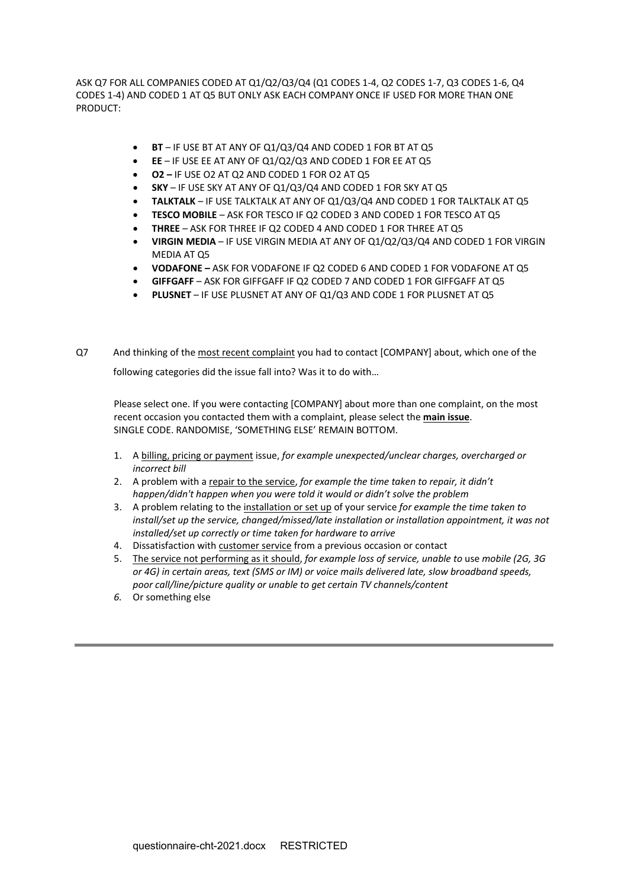ASK Q7 FOR ALL COMPANIES CODED AT Q1/Q2/Q3/Q4 (Q1 CODES 1-4, Q2 CODES 1-7, Q3 CODES 1-6, Q4 CODES 1-4) AND CODED 1 AT Q5 BUT ONLY ASK EACH COMPANY ONCE IF USED FOR MORE THAN ONE PRODUCT:

- **BT** – IF USE BT AT ANY OF Q1/Q3/Q4 AND CODED 1 FOR BT AT Q5
- **EE** – IF USE EE AT ANY OF Q1/Q2/Q3 AND CODED 1 FOR EE AT Q5
- **O2 –** IF USE O2 AT Q2 AND CODED 1 FOR O2 AT Q5
- **SKY** – IF USE SKY AT ANY OF Q1/Q3/Q4 AND CODED 1 FOR SKY AT Q5
- **TALKTALK** – IF USE TALKTALK AT ANY OF Q1/Q3/Q4 AND CODED 1 FOR TALKTALK AT Q5
- **TESCO MOBILE** – ASK FOR TESCO IF Q2 CODED 3 AND CODED 1 FOR TESCO AT Q5
- **THREE** – ASK FOR THREE IF Q2 CODED 4 AND CODED 1 FOR THREE AT Q5
- **VIRGIN MEDIA** – IF USE VIRGIN MEDIA AT ANY OF Q1/Q2/Q3/Q4 AND CODED 1 FOR VIRGIN MEDIA AT Q5
- **VODAFONE –** ASK FOR VODAFONE IF Q2 CODED 6 AND CODED 1 FOR VODAFONE AT Q5
- **GIFFGAFF** – ASK FOR GIFFGAFF IF Q2 CODED 7 AND CODED 1 FOR GIFFGAFF AT Q5
- **PLUSNET** – IF USE PLUSNET AT ANY OF Q1/Q3 AND CODE 1 FOR PLUSNET AT Q5

Q7 And thinking of the most recent complaint you had to contact [COMPANY] about, which one of the following categories did the issue fall into? Was it to do with…

Please select one. If you were contacting [COMPANY] about more than one complaint, on the most recent occasion you contacted them with a complaint, please select the **main issue**.
SINGLE CODE. RANDOMISE, 'SOMETHING ELSE' REMAIN BOTTOM.

1. A billing, pricing or payment issue, *for example unexpected/unclear charges, overcharged or incorrect bill*
2. A problem with a repair to the service, *for example the time taken to repair, it didn't happen/didn't happen when you were told it would or didn't solve the problem*
3. A problem relating to the installation or set up of your service *for example the time taken to install/set up the service, changed/missed/late installation or installation appointment, it was not installed/set up correctly or time taken for hardware to arrive*
4. Dissatisfaction with customer service from a previous occasion or contact
5. The service not performing as it should, *for example loss of service, unable to* use *mobile (2G, 3G or 4G) in certain areas, text (SMS or IM) or voice mails delivered late, slow broadband speeds, poor call/line/picture quality or unable to get certain TV channels/content*
6. Or something else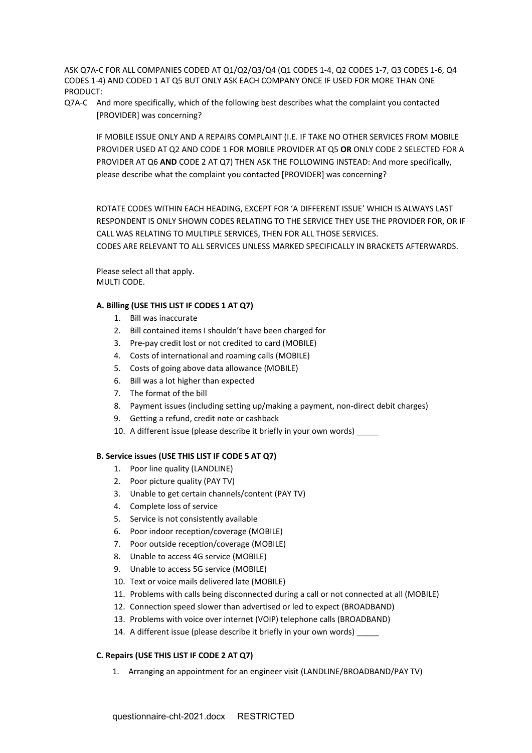ASK Q7A-C FOR ALL COMPANIES CODED AT Q1/Q2/Q3/Q4 (Q1 CODES 1-4, Q2 CODES 1-7, Q3 CODES 1-6, Q4 CODES 1-4) AND CODED 1 AT Q5 BUT ONLY ASK EACH COMPANY ONCE IF USED FOR MORE THAN ONE PRODUCT:

Q7A-C And more specifically, which of the following best describes what the complaint you contacted [PROVIDER] was concerning?

IF MOBILE ISSUE ONLY AND A REPAIRS COMPLAINT (I.E. IF TAKE NO OTHER SERVICES FROM MOBILE PROVIDER USED AT Q2 AND CODE 1 FOR MOBILE PROVIDER AT Q5 **OR** ONLY CODE 2 SELECTED FOR A PROVIDER AT Q6 **AND** CODE 2 AT Q7) THEN ASK THE FOLLOWING INSTEAD: And more specifically, please describe what the complaint you contacted [PROVIDER] was concerning?

ROTATE CODES WITHIN EACH HEADING, EXCEPT FOR 'A DIFFERENT ISSUE' WHICH IS ALWAYS LAST
RESPONDENT IS ONLY SHOWN CODES RELATING TO THE SERVICE THEY USE THE PROVIDER FOR, OR IF CALL WAS RELATING TO MULTIPLE SERVICES, THEN FOR ALL THOSE SERVICES.
CODES ARE RELEVANT TO ALL SERVICES UNLESS MARKED SPECIFICALLY IN BRACKETS AFTERWARDS.

Please select all that apply.
MULTI CODE.

**A. Billing (USE THIS LIST IF CODES 1 AT Q7)**

1. Bill was inaccurate
2. Bill contained items I shouldn't have been charged for
3. Pre-pay credit lost or not credited to card (MOBILE)
4. Costs of international and roaming calls (MOBILE)
5. Costs of going above data allowance (MOBILE)
6. Bill was a lot higher than expected
7. The format of the bill
8. Payment issues (including setting up/making a payment, non-direct debit charges)
9. Getting a refund, credit note or cashback
10. A different issue (please describe it briefly in your own words) _____

**B. Service issues (USE THIS LIST IF CODE 5 AT Q7)**

1. Poor line quality (LANDLINE)
2. Poor picture quality (PAY TV)
3. Unable to get certain channels/content (PAY TV)
4. Complete loss of service
5. Service is not consistently available
6. Poor indoor reception/coverage (MOBILE)
7. Poor outside reception/coverage (MOBILE)
8. Unable to access 4G service (MOBILE)
9. Unable to access 5G service (MOBILE)
10. Text or voice mails delivered late (MOBILE)
11. Problems with calls being disconnected during a call or not connected at all (MOBILE)
12. Connection speed slower than advertised or led to expect (BROADBAND)
13. Problems with voice over internet (VOIP) telephone calls (BROADBAND)
14. A different issue (please describe it briefly in your own words) _____

**C. Repairs (USE THIS LIST IF CODE 2 AT Q7)**

1. Arranging an appointment for an engineer visit (LANDLINE/BROADBAND/PAY TV)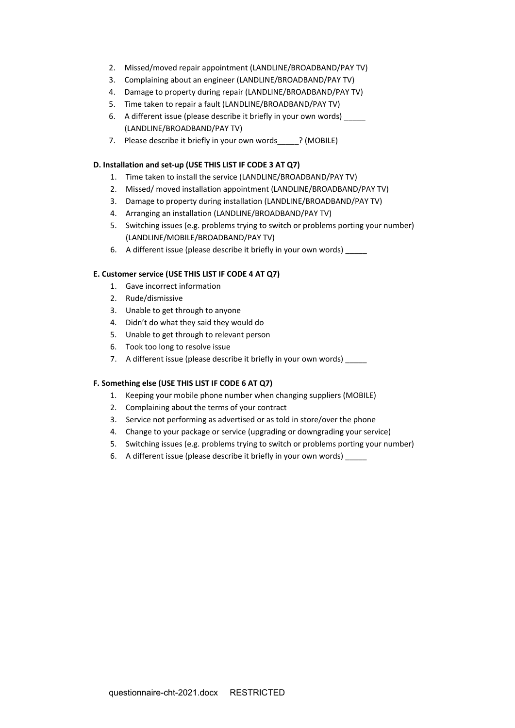2. Missed/moved repair appointment (LANDLINE/BROADBAND/PAY TV)
3. Complaining about an engineer (LANDLINE/BROADBAND/PAY TV)
4. Damage to property during repair (LANDLINE/BROADBAND/PAY TV)
5. Time taken to repair a fault (LANDLINE/BROADBAND/PAY TV)
6. A different issue (please describe it briefly in your own words) _____ (LANDLINE/BROADBAND/PAY TV)
7. Please describe it briefly in your own words_____? (MOBILE)

**D. Installation and set-up (USE THIS LIST IF CODE 3 AT Q7)**

1. Time taken to install the service (LANDLINE/BROADBAND/PAY TV)
2. Missed/ moved installation appointment (LANDLINE/BROADBAND/PAY TV)
3. Damage to property during installation (LANDLINE/BROADBAND/PAY TV)
4. Arranging an installation (LANDLINE/BROADBAND/PAY TV)
5. Switching issues (e.g. problems trying to switch or problems porting your number) (LANDLINE/MOBILE/BROADBAND/PAY TV)
6. A different issue (please describe it briefly in your own words) _____

**E. Customer service (USE THIS LIST IF CODE 4 AT Q7)**

1. Gave incorrect information
2. Rude/dismissive
3. Unable to get through to anyone
4. Didn't do what they said they would do
5. Unable to get through to relevant person
6. Took too long to resolve issue
7. A different issue (please describe it briefly in your own words) _____

**F. Something else (USE THIS LIST IF CODE 6 AT Q7)**

1. Keeping your mobile phone number when changing suppliers (MOBILE)
2. Complaining about the terms of your contract
3. Service not performing as advertised or as told in store/over the phone
4. Change to your package or service (upgrading or downgrading your service)
5. Switching issues (e.g. problems trying to switch or problems porting your number)
6. A different issue (please describe it briefly in your own words) _____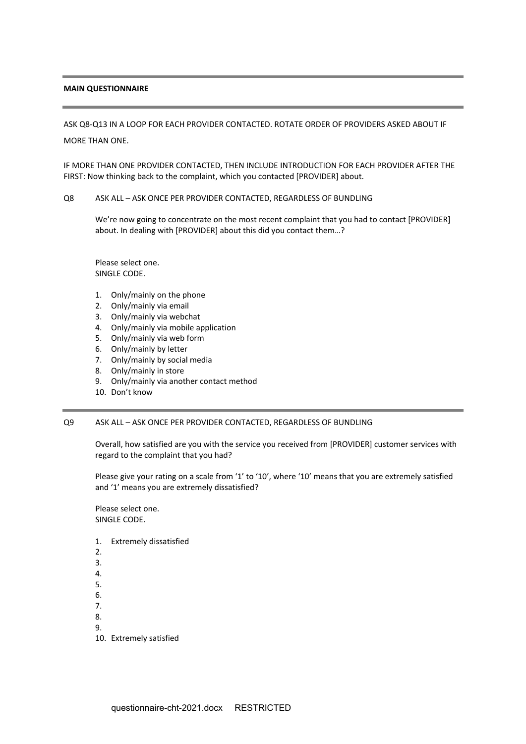**MAIN QUESTIONNAIRE**

ASK Q8-Q13 IN A LOOP FOR EACH PROVIDER CONTACTED. ROTATE ORDER OF PROVIDERS ASKED ABOUT IF MORE THAN ONE.

IF MORE THAN ONE PROVIDER CONTACTED, THEN INCLUDE INTRODUCTION FOR EACH PROVIDER AFTER THE FIRST: Now thinking back to the complaint, which you contacted [PROVIDER] about.

Q8 ASK ALL – ASK ONCE PER PROVIDER CONTACTED, REGARDLESS OF BUNDLING

We're now going to concentrate on the most recent complaint that you had to contact [PROVIDER] about. In dealing with [PROVIDER] about this did you contact them…?

Please select one.
SINGLE CODE.

1. Only/mainly on the phone
2. Only/mainly via email
3. Only/mainly via webchat
4. Only/mainly via mobile application
5. Only/mainly via web form
6. Only/mainly by letter
7. Only/mainly by social media
8. Only/mainly in store
9. Only/mainly via another contact method
10. Don't know

Q9 ASK ALL – ASK ONCE PER PROVIDER CONTACTED, REGARDLESS OF BUNDLING

Overall, how satisfied are you with the service you received from [PROVIDER] customer services with regard to the complaint that you had?

Please give your rating on a scale from '1' to '10', where '10' means that you are extremely satisfied and '1' means you are extremely dissatisfied?

Please select one.
SINGLE CODE.

1. Extremely dissatisfied
2. 
3. 
4. 
5. 
6. 
7. 
8. 
9. 
10. Extremely satisfied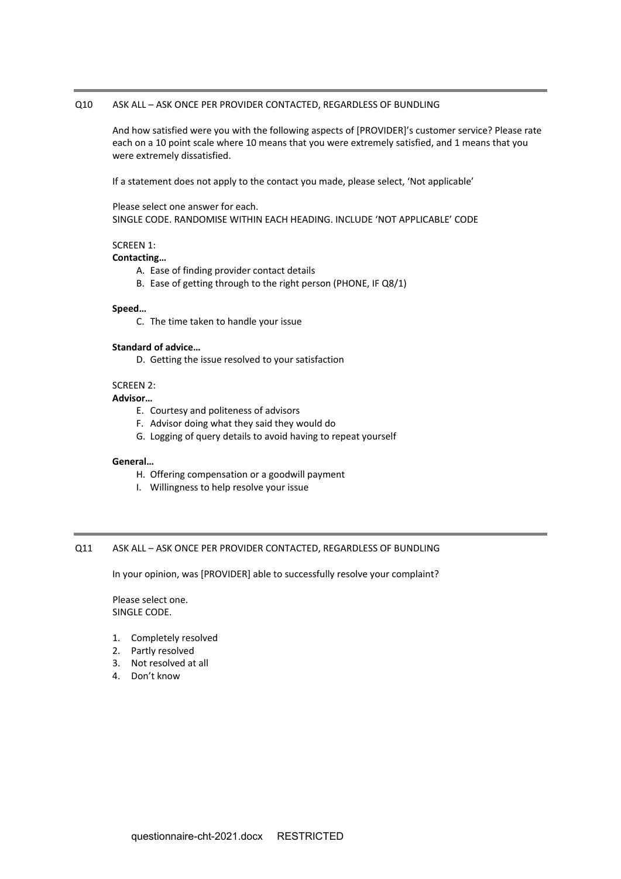---

Q10 ASK ALL – ASK ONCE PER PROVIDER CONTACTED, REGARDLESS OF BUNDLING

And how satisfied were you with the following aspects of [PROVIDER]'s customer service? Please rate each on a 10 point scale where 10 means that you were extremely satisfied, and 1 means that you were extremely dissatisfied.

If a statement does not apply to the contact you made, please select, 'Not applicable'

Please select one answer for each.
SINGLE CODE. RANDOMISE WITHIN EACH HEADING. INCLUDE 'NOT APPLICABLE' CODE

SCREEN 1:

**Contacting…**

A. Ease of finding provider contact details
B. Ease of getting through to the right person (PHONE, IF Q8/1)

**Speed…**

C. The time taken to handle your issue

**Standard of advice…**

D. Getting the issue resolved to your satisfaction

SCREEN 2:

**Advisor…**

E. Courtesy and politeness of advisors
F. Advisor doing what they said they would do
G. Logging of query details to avoid having to repeat yourself

**General…**

H. Offering compensation or a goodwill payment
I. Willingness to help resolve your issue

---

Q11 ASK ALL – ASK ONCE PER PROVIDER CONTACTED, REGARDLESS OF BUNDLING

In your opinion, was [PROVIDER] able to successfully resolve your complaint?

Please select one.
SINGLE CODE.

1. Completely resolved
2. Partly resolved
3. Not resolved at all
4. Don't know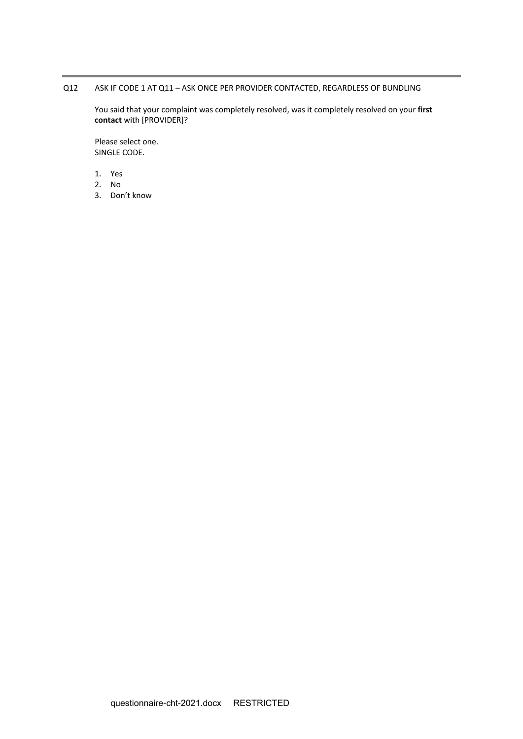---

Q12 ASK IF CODE 1 AT Q11 – ASK ONCE PER PROVIDER CONTACTED, REGARDLESS OF BUNDLING

You said that your complaint was completely resolved, was it completely resolved on your **first contact** with [PROVIDER]?

Please select one.
SINGLE CODE.

1. Yes
2. No
3. Don't know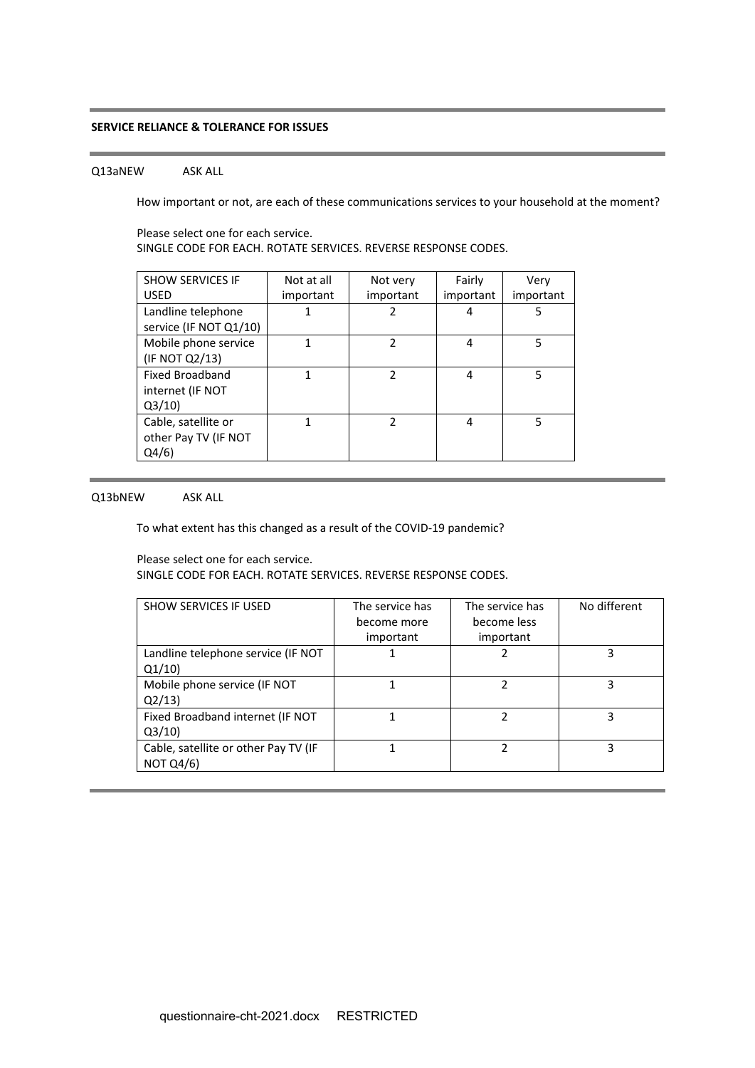**SERVICE RELIANCE & TOLERANCE FOR ISSUES**

Q13aNEW ASK ALL

How important or not, are each of these communications services to your household at the moment?

Please select one for each service.
SINGLE CODE FOR EACH. ROTATE SERVICES. REVERSE RESPONSE CODES.

| SHOW SERVICES IF USED | Not at all important | Not very important | Fairly important | Very important |
|---|---|---|---|---|
| Landline telephone service (IF NOT Q1/10) | 1 | 2 | 4 | 5 |
| Mobile phone service (IF NOT Q2/13) | 1 | 2 | 4 | 5 |
| Fixed Broadband internet (IF NOT Q3/10) | 1 | 2 | 4 | 5 |
| Cable, satellite or other Pay TV (IF NOT Q4/6) | 1 | 2 | 4 | 5 |

Q13bNEW ASK ALL

To what extent has this changed as a result of the COVID-19 pandemic?

Please select one for each service.
SINGLE CODE FOR EACH. ROTATE SERVICES. REVERSE RESPONSE CODES.

| SHOW SERVICES IF USED | The service has become more important | The service has become less important | No different |
|---|---|---|---|
| Landline telephone service (IF NOT Q1/10) | 1 | 2 | 3 |
| Mobile phone service (IF NOT Q2/13) | 1 | 2 | 3 |
| Fixed Broadband internet (IF NOT Q3/10) | 1 | 2 | 3 |
| Cable, satellite or other Pay TV (IF NOT Q4/6) | 1 | 2 | 3 |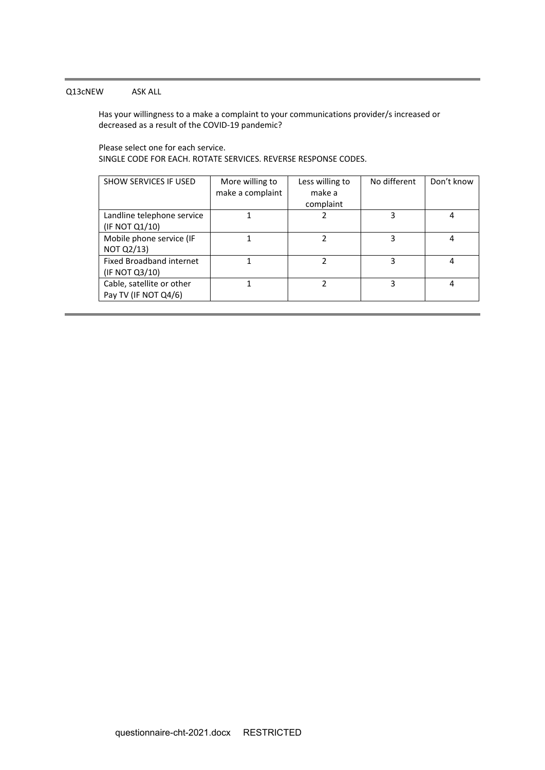Q13cNEW ASK ALL

Has your willingness to a make a complaint to your communications provider/s increased or decreased as a result of the COVID-19 pandemic?

Please select one for each service.
SINGLE CODE FOR EACH. ROTATE SERVICES. REVERSE RESPONSE CODES.

| SHOW SERVICES IF USED | More willing to make a complaint | Less willing to make a complaint | No different | Don't know |
|---|---|---|---|---|
| Landline telephone service (IF NOT Q1/10) | 1 | 2 | 3 | 4 |
| Mobile phone service (IF NOT Q2/13) | 1 | 2 | 3 | 4 |
| Fixed Broadband internet (IF NOT Q3/10) | 1 | 2 | 3 | 4 |
| Cable, satellite or other Pay TV (IF NOT Q4/6) | 1 | 2 | 3 | 4 |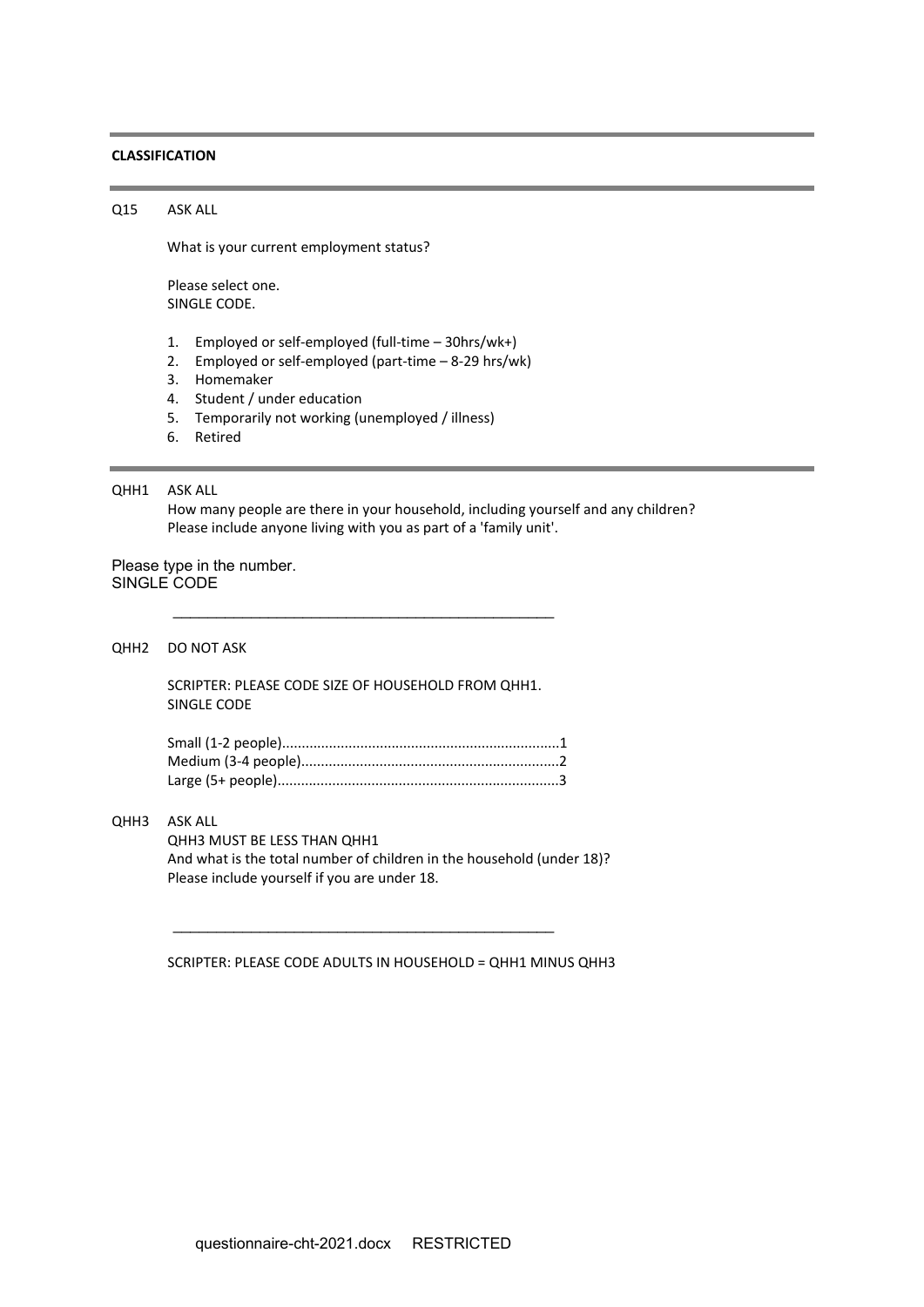**CLASSIFICATION**

Q15 ASK ALL

What is your current employment status?

Please select one.
SINGLE CODE.

1. Employed or self-employed (full-time – 30hrs/wk+)
2. Employed or self-employed (part-time – 8-29 hrs/wk)
3. Homemaker
4. Student / under education
5. Temporarily not working (unemployed / illness)
6. Retired

QHH1 ASK ALL
How many people are there in your household, including yourself and any children?
Please include anyone living with you as part of a 'family unit'.

Please type in the number.
SINGLE CODE

\_\_\_\_\_\_\_\_\_\_\_\_\_\_\_\_\_\_\_\_\_\_\_\_\_\_\_\_\_\_\_\_\_\_\_\_\_\_\_\_\_\_\_\_\_\_\_\_

QHH2 DO NOT ASK

SCRIPTER: PLEASE CODE SIZE OF HOUSEHOLD FROM QHH1.
SINGLE CODE

Small (1-2 people)......................................................................1
Medium (3-4 people)..................................................................2
Large (5+ people).......................................................................3

QHH3 ASK ALL
QHH3 MUST BE LESS THAN QHH1
And what is the total number of children in the household (under 18)?
Please include yourself if you are under 18.

\_\_\_\_\_\_\_\_\_\_\_\_\_\_\_\_\_\_\_\_\_\_\_\_\_\_\_\_\_\_\_\_\_\_\_\_\_\_\_\_\_\_\_\_\_\_\_\_

SCRIPTER: PLEASE CODE ADULTS IN HOUSEHOLD = QHH1 MINUS QHH3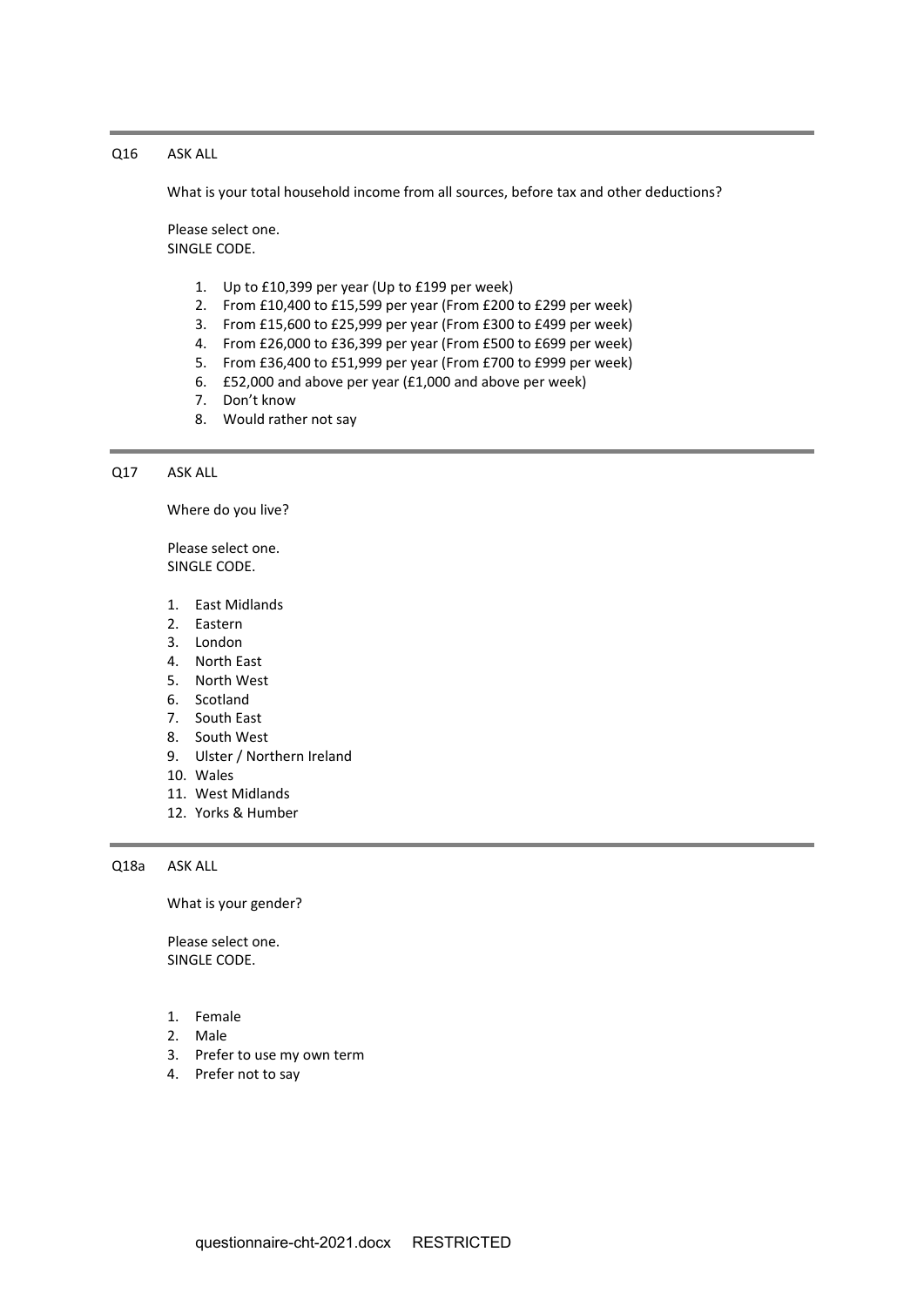---

Q16 ASK ALL

What is your total household income from all sources, before tax and other deductions?

Please select one.
SINGLE CODE.

1. Up to £10,399 per year (Up to £199 per week)
2. From £10,400 to £15,599 per year (From £200 to £299 per week)
3. From £15,600 to £25,999 per year (From £300 to £499 per week)
4. From £26,000 to £36,399 per year (From £500 to £699 per week)
5. From £36,400 to £51,999 per year (From £700 to £999 per week)
6. £52,000 and above per year (£1,000 and above per week)
7. Don't know
8. Would rather not say

---

Q17 ASK ALL

Where do you live?

Please select one.
SINGLE CODE.

1. East Midlands
2. Eastern
3. London
4. North East
5. North West
6. Scotland
7. South East
8. South West
9. Ulster / Northern Ireland
10. Wales
11. West Midlands
12. Yorks & Humber

---

Q18a ASK ALL

What is your gender?

Please select one.
SINGLE CODE.

1. Female
2. Male
3. Prefer to use my own term
4. Prefer not to say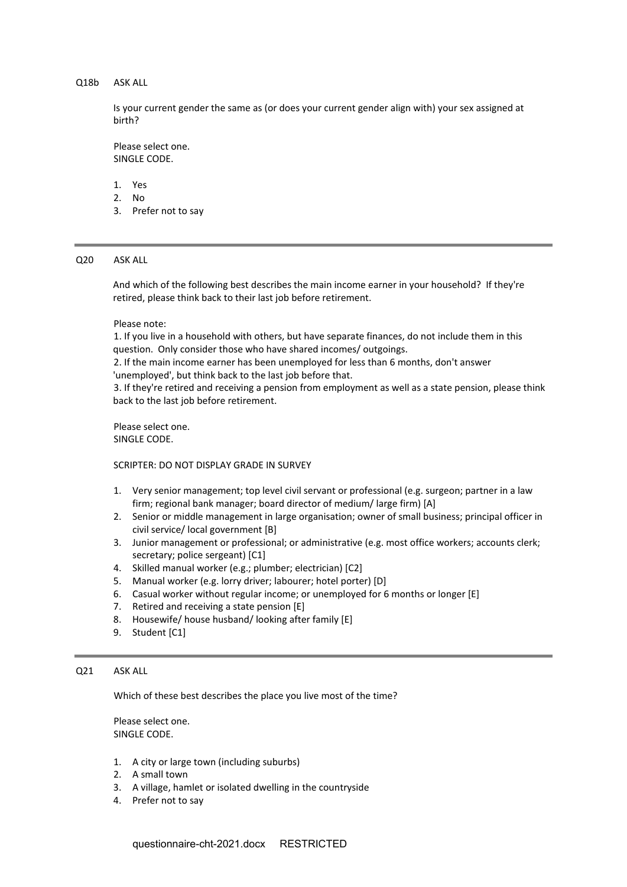Q18b ASK ALL

Is your current gender the same as (or does your current gender align with) your sex assigned at birth?

Please select one.
SINGLE CODE.

1. Yes
2. No
3. Prefer not to say

---

Q20 ASK ALL

And which of the following best describes the main income earner in your household? If they're retired, please think back to their last job before retirement.

Please note:
1. If you live in a household with others, but have separate finances, do not include them in this question. Only consider those who have shared incomes/ outgoings.
2. If the main income earner has been unemployed for less than 6 months, don't answer 'unemployed', but think back to the last job before that.
3. If they're retired and receiving a pension from employment as well as a state pension, please think back to the last job before retirement.

Please select one.
SINGLE CODE.

SCRIPTER: DO NOT DISPLAY GRADE IN SURVEY

1. Very senior management; top level civil servant or professional (e.g. surgeon; partner in a law firm; regional bank manager; board director of medium/ large firm) [A]
2. Senior or middle management in large organisation; owner of small business; principal officer in civil service/ local government [B]
3. Junior management or professional; or administrative (e.g. most office workers; accounts clerk; secretary; police sergeant) [C1]
4. Skilled manual worker (e.g.; plumber; electrician) [C2]
5. Manual worker (e.g. lorry driver; labourer; hotel porter) [D]
6. Casual worker without regular income; or unemployed for 6 months or longer [E]
7. Retired and receiving a state pension [E]
8. Housewife/ house husband/ looking after family [E]
9. Student [C1]

---

Q21 ASK ALL

Which of these best describes the place you live most of the time?

Please select one.
SINGLE CODE.

1. A city or large town (including suburbs)
2. A small town
3. A village, hamlet or isolated dwelling in the countryside
4. Prefer not to say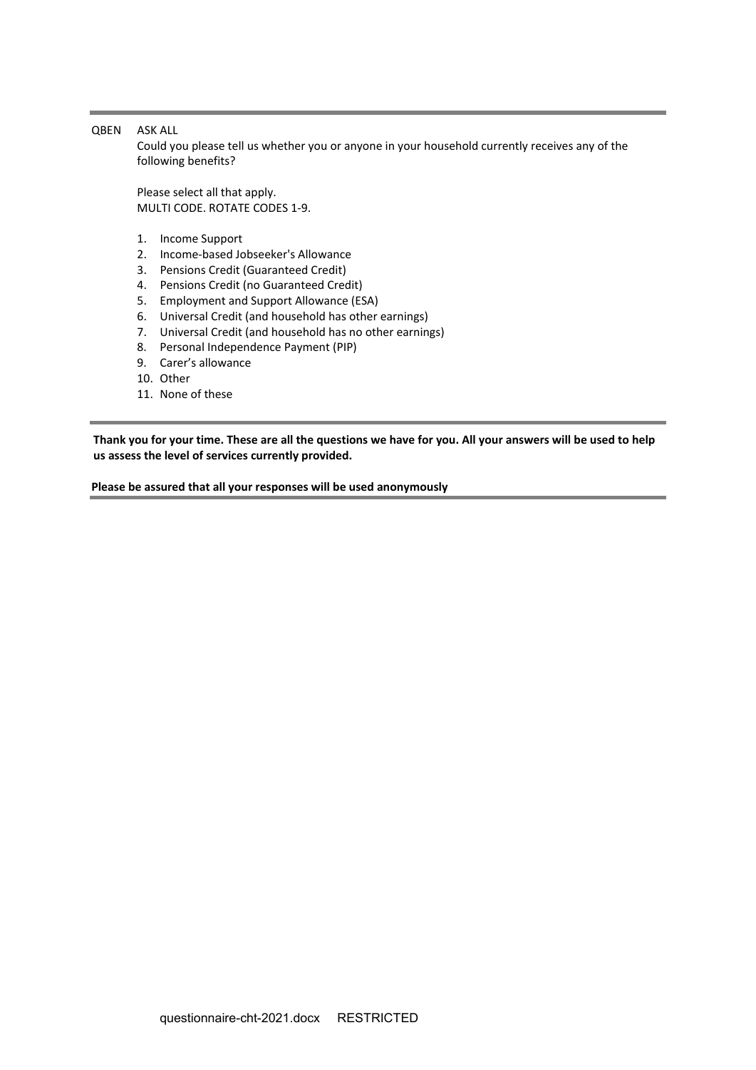QBEN ASK ALL

Could you please tell us whether you or anyone in your household currently receives any of the following benefits?

Please select all that apply.
MULTI CODE. ROTATE CODES 1-9.

1. Income Support
2. Income-based Jobseeker's Allowance
3. Pensions Credit (Guaranteed Credit)
4. Pensions Credit (no Guaranteed Credit)
5. Employment and Support Allowance (ESA)
6. Universal Credit (and household has other earnings)
7. Universal Credit (and household has no other earnings)
8. Personal Independence Payment (PIP)
9. Carer's allowance
10. Other
11. None of these

---

**Thank you for your time. These are all the questions we have for you. All your answers will be used to help us assess the level of services currently provided.**

**Please be assured that all your responses will be used anonymously**